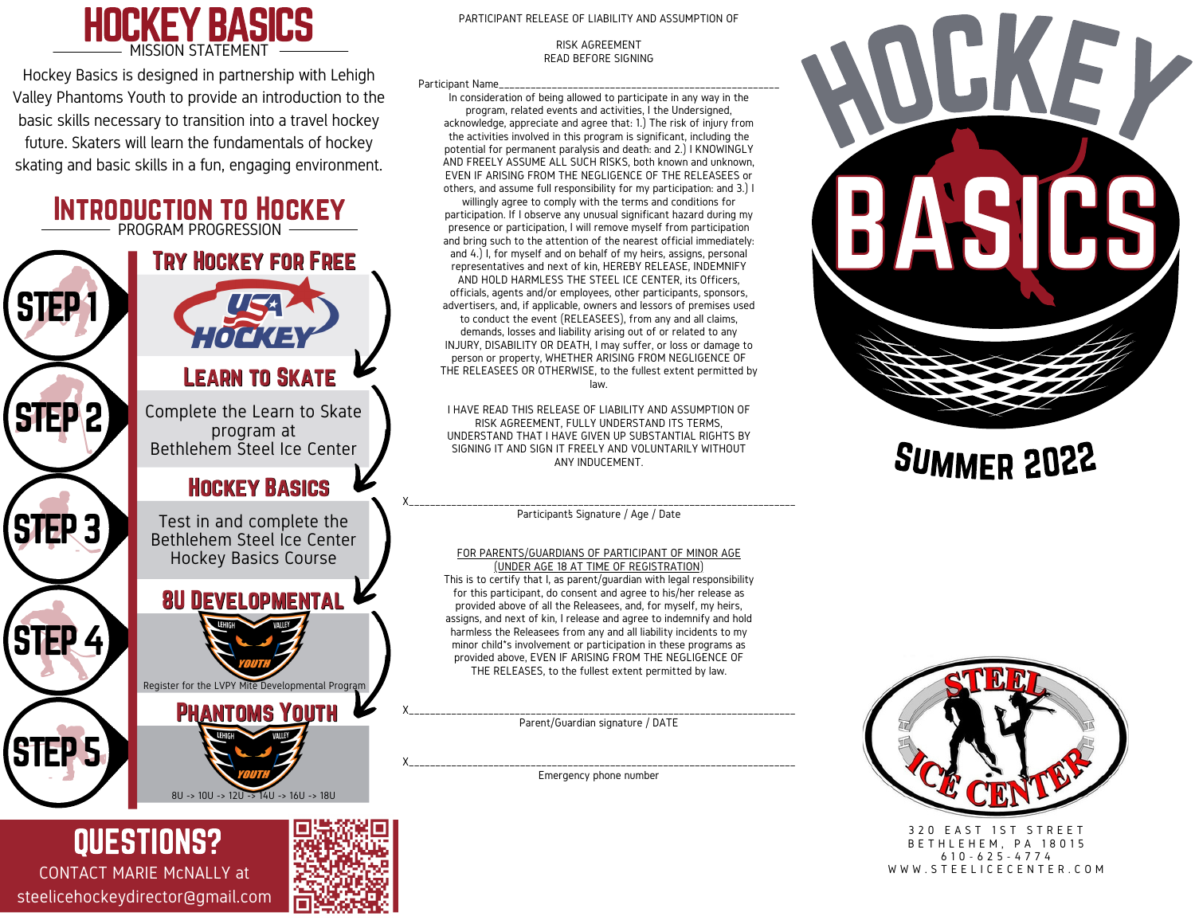# HOCKEY BASICS

## MISSION STATEMENT

Hockey Basics is designed in partnership with Lehigh Valley Phantoms Youth to provide an introduction to the basic skills necessary to transition into a travel hockey future. Skaters will learn the fundamentals of hockey skating and basic skills in a fun, engaging environment.

## INTRODUCTION TO HOCKEY

### PROGRAM PROGRESSION

**STEP 1 — TRY HOCKEY FOR FREE**

USA HOCKEY

**STEP 2 — LEARN TO SKATE**

Complete the Learn to Skate program at Bethlehem Steel Ice Center

**STEP 3 — HOCKEY BASICS**

Test in and complete the Bethlehem Steel Ice Center Hockey Basics Course

**STEP 4 — 8U DEVELOPMENTAL**

LEHIGH VALLEY YOUTH

Register for the LVPY Mite Developmental Program

**STEP 5 — PHANTOMS YOUTH**

LEHIGH VALLEY YOUTH

8U -> 10U -> 12U -> 14U -> 16U -> 18U

## QUESTIONS?

CONTACT MARIE McNALLY at steelicehockeydirector@gmail.com

---

PARTICIPANT RELEASE OF LIABILITY AND ASSUMPTION OF RISK AGREEMENT

READ BEFORE SIGNING

Participant Name_______________________________________________

In consideration of being allowed to participate in any way in the program, related events and activities, I the Undersigned, acknowledge, appreciate and agree that: 1.) The risk of injury from the activities involved in this program is significant, including the potential for permanent paralysis and death: and 2.) I KNOWINGLY AND FREELY ASSUME ALL SUCH RISKS, both known and unknown, EVEN IF ARISING FROM THE NEGLIGENCE OF THE RELEASEES or others, and assume full responsibility for my participation: and 3.) I willingly agree to comply with the terms and conditions for participation. If I observe any unusual significant hazard during my presence or participation, I will remove myself from participation and bring such to the attention of the nearest official immediately: and 4.) I, for myself and on behalf of my heirs, assigns, personal representatives and next of kin, HEREBY RELEASE, INDEMNIFY AND HOLD HARMLESS THE STEEL ICE CENTER, its Officers, officials, agents and/or employees, other participants, sponsors, advertisers, and, if applicable, owners and lessors of premises used to conduct the event (RELEASEES), from any and all claims, demands, losses and liability arising out of or related to any INJURY, DISABILITY OR DEATH, I may suffer, or loss or damage to person or property, WHETHER ARISING FROM NEGLIGENCE OF THE RELEASEES OR OTHERWISE, to the fullest extent permitted by law.

I HAVE READ THIS RELEASE OF LIABILITY AND ASSUMPTION OF RISK AGREEMENT, FULLY UNDERSTAND ITS TERMS, UNDERSTAND THAT I HAVE GIVEN UP SUBSTANTIAL RIGHTS BY SIGNING IT AND SIGN IT FREELY AND VOLUNTARILY WITHOUT ANY INDUCEMENT.

X_______________________________________________

Participant's Signature / Age / Date

FOR PARENTS/GUARDIANS OF PARTICIPANT OF MINOR AGE (UNDER AGE 18 AT TIME OF REGISTRATION)

This is to certify that I, as parent/guardian with legal responsibility for this participant, do consent and agree to his/her release as provided above of all the Releasees, and, for myself, my heirs, assigns, and next of kin, I release and agree to indemnify and hold harmless the Releasees from any and all liability incidents to my minor child's involvement or participation in these programs as provided above, EVEN IF ARISING FROM THE NEGLIGENCE OF THE RELEASES, to the fullest extent permitted by law.

X_______________________________________________

Parent/Guardian signature / DATE

X_______________________________________________

Emergency phone number

---

# HOCKEY BASICS

## SUMMER 2022

STEEL ICE CENTER

320 EAST 1ST STREET
BETHLEHEM, PA 18015
610-625-4774
WWW.STEELICECENTER.COM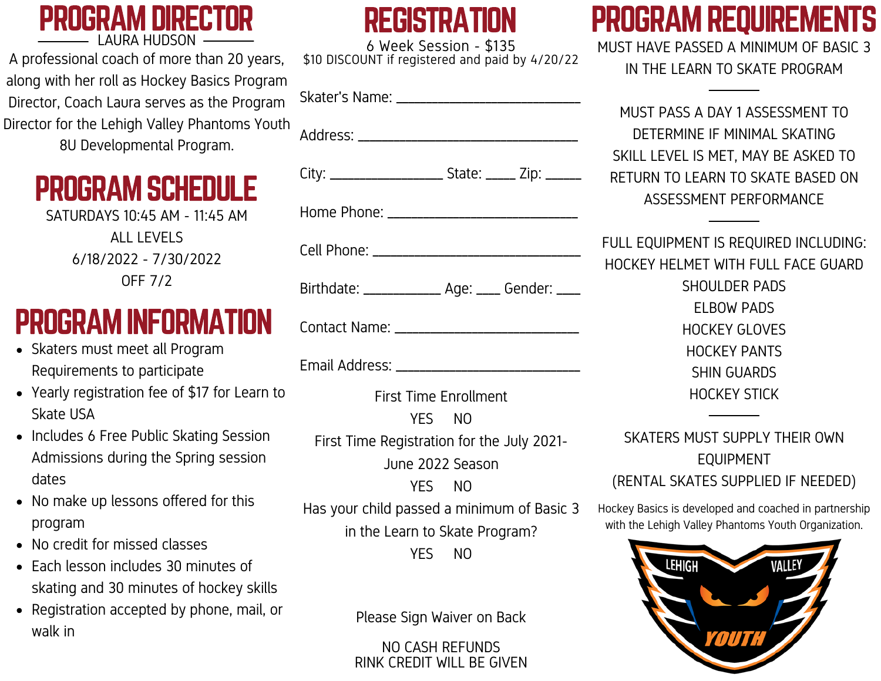# PROGRAM DIRECTOR

LAURA HUDSON

A professional coach of more than 20 years, along with her roll as Hockey Basics Program Director, Coach Laura serves as the Program Director for the Lehigh Valley Phantoms Youth 8U Developmental Program.

# PROGRAM SCHEDULE

SATURDAYS 10:45 AM - 11:45 AM

ALL LEVELS

6/18/2022 - 7/30/2022

OFF 7/2

# PROGRAM INFORMATION

- Skaters must meet all Program Requirements to participate
- Yearly registration fee of $17 for Learn to Skate USA
- Includes 6 Free Public Skating Session Admissions during the Spring session dates
- No make up lessons offered for this program
- No credit for missed classes
- Each lesson includes 30 minutes of skating and 30 minutes of hockey skills
- Registration accepted by phone, mail, or walk in

# REGISTRATION

6 Week Session - $135

$10 DISCOUNT if registered and paid by 4/20/22

Skater's Name: ___________________________

Address: ________________________________

City: ________________ State: _____ Zip: _____

Home Phone: ____________________________

Cell Phone: _____________________________

Birthdate: ___________ Age: ___ Gender: ___

Contact Name: ___________________________

Email Address: ___________________________

First Time Enrollment

YES NO

First Time Registration for the July 2021-June 2022 Season

YES NO

Has your child passed a minimum of Basic 3 in the Learn to Skate Program?

YES NO

Please Sign Waiver on Back

NO CASH REFUNDS
RINK CREDIT WILL BE GIVEN

# PROGRAM REQUIREMENTS

MUST HAVE PASSED A MINIMUM OF BASIC 3 IN THE LEARN TO SKATE PROGRAM

---

MUST PASS A DAY 1 ASSESSMENT TO DETERMINE IF MINIMAL SKATING SKILL LEVEL IS MET, MAY BE ASKED TO RETURN TO LEARN TO SKATE BASED ON ASSESSMENT PERFORMANCE

---

FULL EQUIPMENT IS REQUIRED INCLUDING:

HOCKEY HELMET WITH FULL FACE GUARD

SHOULDER PADS

ELBOW PADS

HOCKEY GLOVES

HOCKEY PANTS

SHIN GUARDS

HOCKEY STICK

---

SKATERS MUST SUPPLY THEIR OWN EQUIPMENT

(RENTAL SKATES SUPPLIED IF NEEDED)

Hockey Basics is developed and coached in partnership with the Lehigh Valley Phantoms Youth Organization.

LEHIGH VALLEY YOUTH